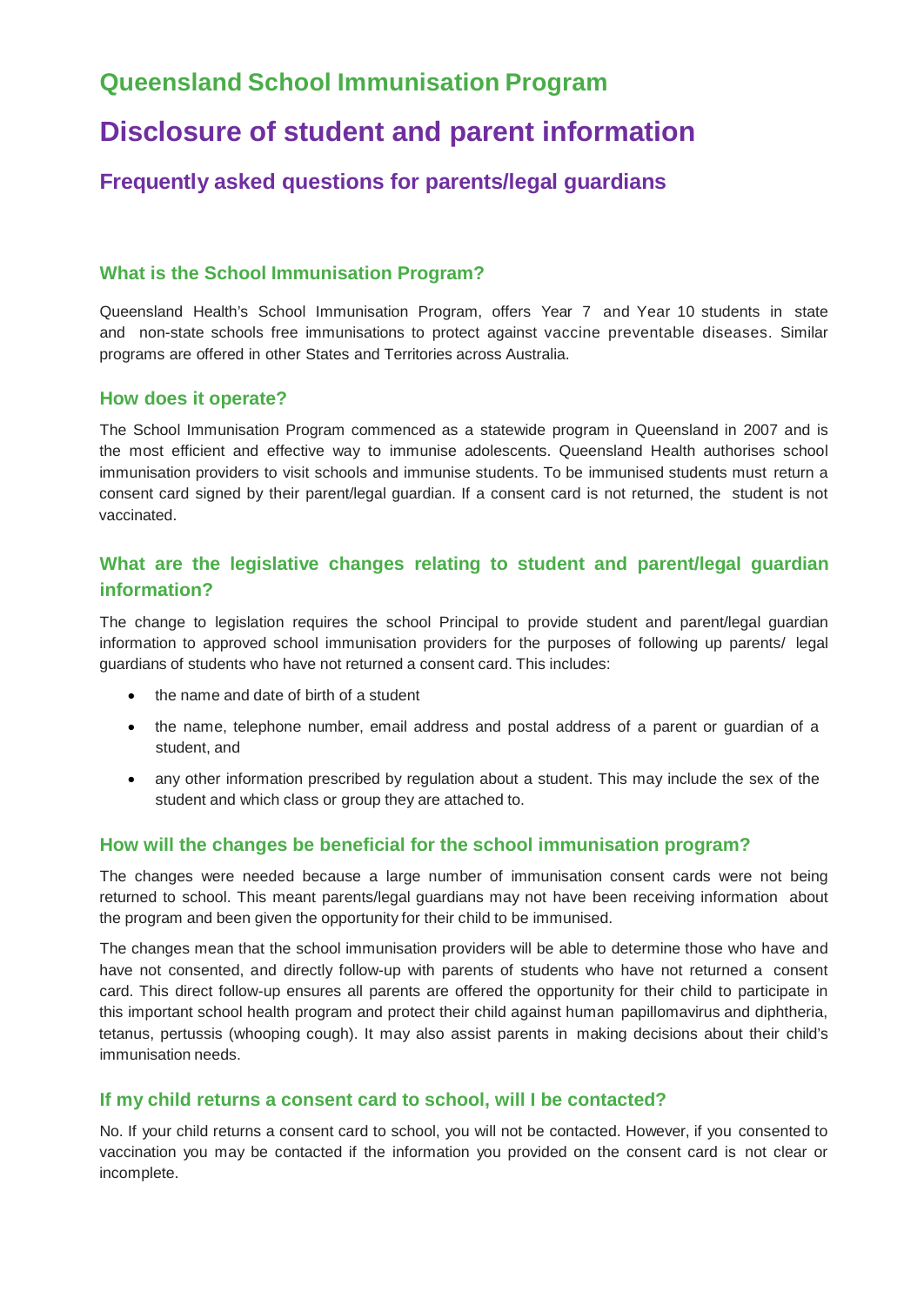# Queensland School Immunisation Program

# Disclosure of student and parent information

## Frequently asked questions for parents/legal guardians

### What is the School Immunisation Program?

Queensland Health's School Immunisation Program, offers Year 7 and Year 10 students in state and non-state schools free immunisations to protect against vaccine preventable diseases. Similar programs are offered in other States and Territories across Australia.

### How does it operate?

The School Immunisation Program commenced as a statewide program in Queensland in 2007 and is the most efficient and effective way to immunise adolescents. Queensland Health authorises school immunisation providers to visit schools and immunise students. To be immunised students must return a consent card signed by their parent/legal guardian. If a consent card is not returned, the student is not vaccinated.

### What are the legislative changes relating to student and parent/legal guardian information?

The change to legislation requires the school Principal to provide student and parent/legal guardian information to approved school immunisation providers for the purposes of following up parents/ legal guardians of students who have not returned a consent card. This includes:

- the name and date of birth of a student
- the name, telephone number, email address and postal address of a parent or guardian of a student, and
- any other information prescribed by regulation about a student. This may include the sex of the student and which class or group they are attached to.

### How will the changes be beneficial for the school immunisation program?

The changes were needed because a large number of immunisation consent cards were not being returned to school. This meant parents/legal guardians may not have been receiving information about the program and been given the opportunity for their child to be immunised.

The changes mean that the school immunisation providers will be able to determine those who have and have not consented, and directly follow-up with parents of students who have not returned a consent card. This direct follow-up ensures all parents are offered the opportunity for their child to participate in this important school health program and protect their child against human papillomavirus and diphtheria, tetanus, pertussis (whooping cough). It may also assist parents in making decisions about their child's immunisation needs.

### If my child returns a consent card to school, will I be contacted?

No. If your child returns a consent card to school, you will not be contacted. However, if you consented to vaccination you may be contacted if the information you provided on the consent card is not clear or incomplete.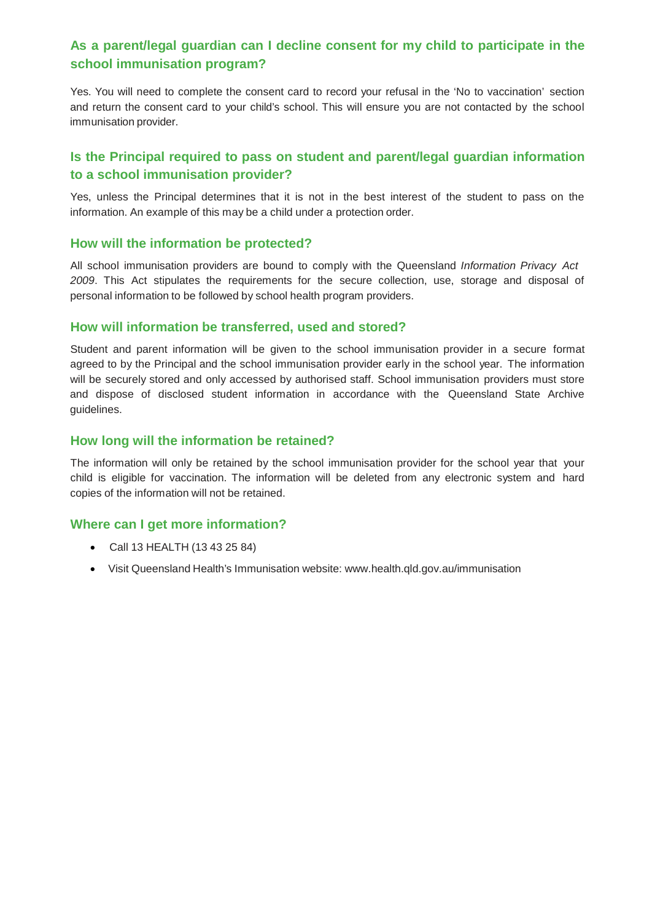## As a parent/legal guardian can I decline consent for my child to participate in the school immunisation program?

Yes. You will need to complete the consent card to record your refusal in the 'No to vaccination' section and return the consent card to your child's school. This will ensure you are not contacted by the school immunisation provider.

## Is the Principal required to pass on student and parent/legal guardian information to a school immunisation provider?

Yes, unless the Principal determines that it is not in the best interest of the student to pass on the information. An example of this may be a child under a protection order.

## How will the information be protected?

All school immunisation providers are bound to comply with the Queensland *Information Privacy Act 2009*. This Act stipulates the requirements for the secure collection, use, storage and disposal of personal information to be followed by school health program providers.

## How will information be transferred, used and stored?

Student and parent information will be given to the school immunisation provider in a secure format agreed to by the Principal and the school immunisation provider early in the school year. The information will be securely stored and only accessed by authorised staff. School immunisation providers must store and dispose of disclosed student information in accordance with the Queensland State Archive guidelines.

## How long will the information be retained?

The information will only be retained by the school immunisation provider for the school year that your child is eligible for vaccination. The information will be deleted from any electronic system and hard copies of the information will not be retained.

## Where can I get more information?

- Call 13 HEALTH (13 43 25 84)
- Visit Queensland Health's Immunisation website: www.health.qld.gov.au/immunisation